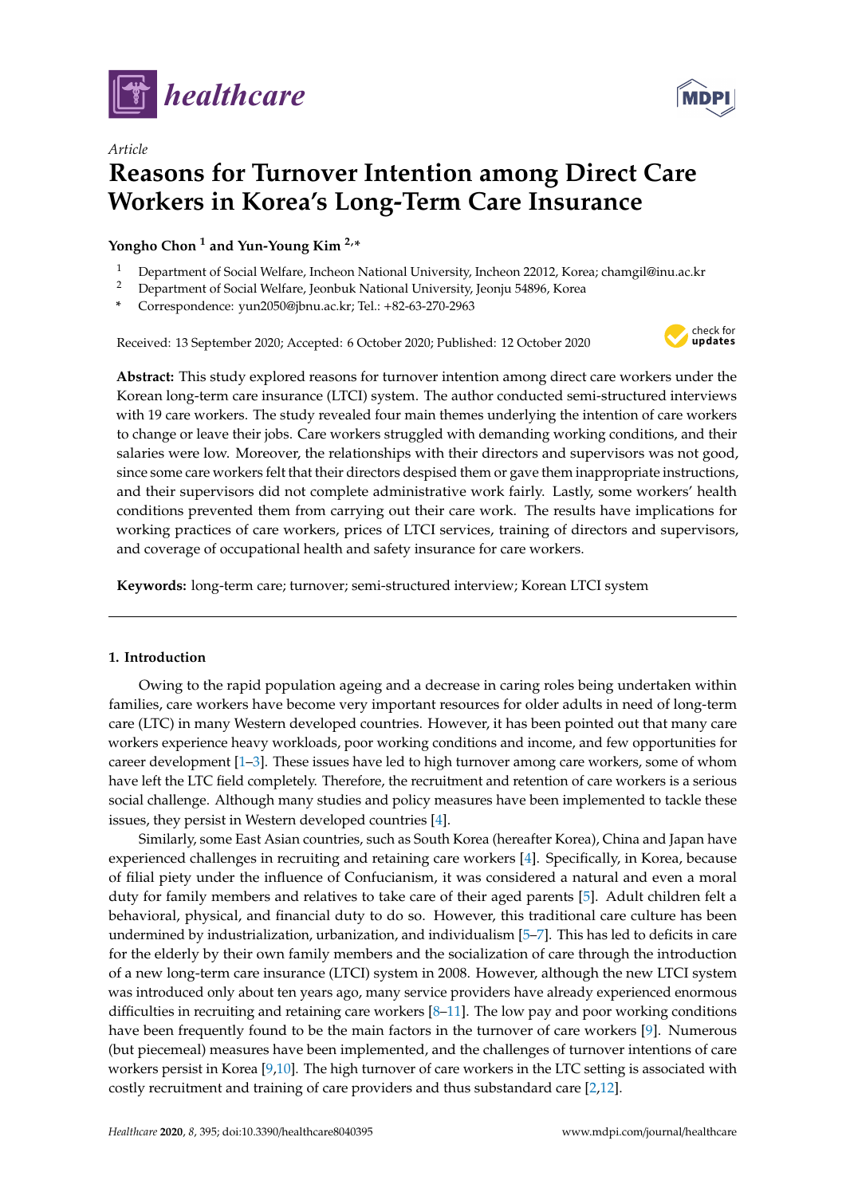*Article*

# Reasons for Turnover Intention among Direct Care Workers in Korea's Long-Term Care Insurance

**Yongho Chon [1] and Yun-Young Kim [2,*]**

[1] Department of Social Welfare, Incheon National University, Incheon 22012, Korea; chamgil@inu.ac.kr
[2] Department of Social Welfare, Jeonbuk National University, Jeonju 54896, Korea
* Correspondence: yun2050@jbnu.ac.kr; Tel.: +82-63-270-2963

Received: 13 September 2020; Accepted: 6 October 2020; Published: 12 October 2020

**Abstract:** This study explored reasons for turnover intention among direct care workers under the Korean long-term care insurance (LTCI) system. The author conducted semi-structured interviews with 19 care workers. The study revealed four main themes underlying the intention of care workers to change or leave their jobs. Care workers struggled with demanding working conditions, and their salaries were low. Moreover, the relationships with their directors and supervisors was not good, since some care workers felt that their directors despised them or gave them inappropriate instructions, and their supervisors did not complete administrative work fairly. Lastly, some workers' health conditions prevented them from carrying out their care work. The results have implications for working practices of care workers, prices of LTCI services, training of directors and supervisors, and coverage of occupational health and safety insurance for care workers.

**Keywords:** long-term care; turnover; semi-structured interview; Korean LTCI system

## 1. Introduction

Owing to the rapid population ageing and a decrease in caring roles being undertaken within families, care workers have become very important resources for older adults in need of long-term care (LTC) in many Western developed countries. However, it has been pointed out that many care workers experience heavy workloads, poor working conditions and income, and few opportunities for career development [1–3]. These issues have led to high turnover among care workers, some of whom have left the LTC field completely. Therefore, the recruitment and retention of care workers is a serious social challenge. Although many studies and policy measures have been implemented to tackle these issues, they persist in Western developed countries [4].

Similarly, some East Asian countries, such as South Korea (hereafter Korea), China and Japan have experienced challenges in recruiting and retaining care workers [4]. Specifically, in Korea, because of filial piety under the influence of Confucianism, it was considered a natural and even a moral duty for family members and relatives to take care of their aged parents [5]. Adult children felt a behavioral, physical, and financial duty to do so. However, this traditional care culture has been undermined by industrialization, urbanization, and individualism [5–7]. This has led to deficits in care for the elderly by their own family members and the socialization of care through the introduction of a new long-term care insurance (LTCI) system in 2008. However, although the new LTCI system was introduced only about ten years ago, many service providers have already experienced enormous difficulties in recruiting and retaining care workers [8–11]. The low pay and poor working conditions have been frequently found to be the main factors in the turnover of care workers [9]. Numerous (but piecemeal) measures have been implemented, and the challenges of turnover intentions of care workers persist in Korea [9,10]. The high turnover of care workers in the LTC setting is associated with costly recruitment and training of care providers and thus substandard care [2,12].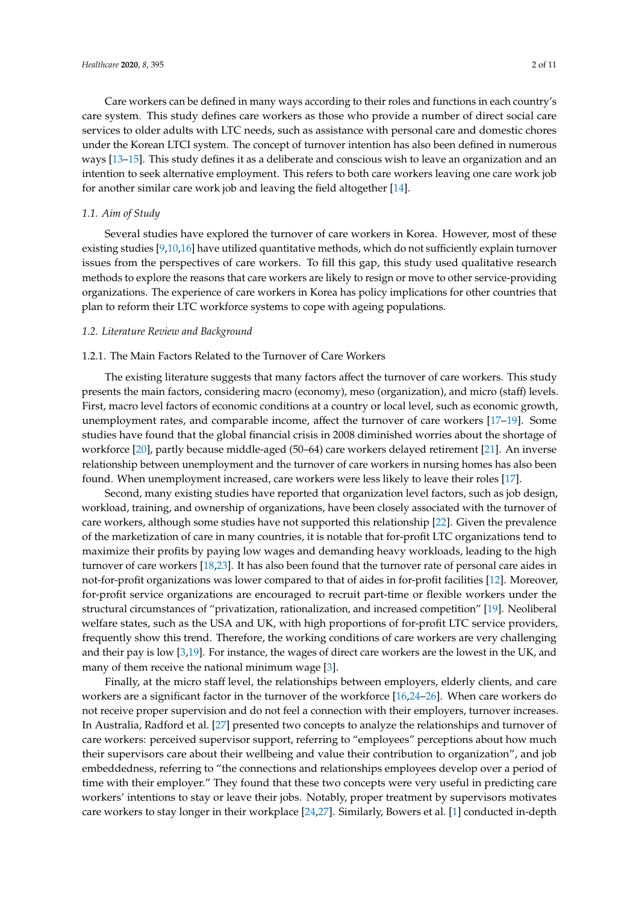Care workers can be defined in many ways according to their roles and functions in each country's care system. This study defines care workers as those who provide a number of direct social care services to older adults with LTC needs, such as assistance with personal care and domestic chores under the Korean LTCI system. The concept of turnover intention has also been defined in numerous ways [13–15]. This study defines it as a deliberate and conscious wish to leave an organization and an intention to seek alternative employment. This refers to both care workers leaving one care work job for another similar care work job and leaving the field altogether [14].

### *1.1. Aim of Study*

Several studies have explored the turnover of care workers in Korea. However, most of these existing studies [9,10,16] have utilized quantitative methods, which do not sufficiently explain turnover issues from the perspectives of care workers. To fill this gap, this study used qualitative research methods to explore the reasons that care workers are likely to resign or move to other service-providing organizations. The experience of care workers in Korea has policy implications for other countries that plan to reform their LTC workforce systems to cope with ageing populations.

### *1.2. Literature Review and Background*

#### 1.2.1. The Main Factors Related to the Turnover of Care Workers

The existing literature suggests that many factors affect the turnover of care workers. This study presents the main factors, considering macro (economy), meso (organization), and micro (staff) levels. First, macro level factors of economic conditions at a country or local level, such as economic growth, unemployment rates, and comparable income, affect the turnover of care workers [17–19]. Some studies have found that the global financial crisis in 2008 diminished worries about the shortage of workforce [20], partly because middle-aged (50–64) care workers delayed retirement [21]. An inverse relationship between unemployment and the turnover of care workers in nursing homes has also been found. When unemployment increased, care workers were less likely to leave their roles [17].

Second, many existing studies have reported that organization level factors, such as job design, workload, training, and ownership of organizations, have been closely associated with the turnover of care workers, although some studies have not supported this relationship [22]. Given the prevalence of the marketization of care in many countries, it is notable that for-profit LTC organizations tend to maximize their profits by paying low wages and demanding heavy workloads, leading to the high turnover of care workers [18,23]. It has also been found that the turnover rate of personal care aides in not-for-profit organizations was lower compared to that of aides in for-profit facilities [12]. Moreover, for-profit service organizations are encouraged to recruit part-time or flexible workers under the structural circumstances of "privatization, rationalization, and increased competition" [19]. Neoliberal welfare states, such as the USA and UK, with high proportions of for-profit LTC service providers, frequently show this trend. Therefore, the working conditions of care workers are very challenging and their pay is low [3,19]. For instance, the wages of direct care workers are the lowest in the UK, and many of them receive the national minimum wage [3].

Finally, at the micro staff level, the relationships between employers, elderly clients, and care workers are a significant factor in the turnover of the workforce [16,24–26]. When care workers do not receive proper supervision and do not feel a connection with their employers, turnover increases. In Australia, Radford et al. [27] presented two concepts to analyze the relationships and turnover of care workers: perceived supervisor support, referring to "employees" perceptions about how much their supervisors care about their wellbeing and value their contribution to organization", and job embeddedness, referring to "the connections and relationships employees develop over a period of time with their employer." They found that these two concepts were very useful in predicting care workers' intentions to stay or leave their jobs. Notably, proper treatment by supervisors motivates care workers to stay longer in their workplace [24,27]. Similarly, Bowers et al. [1] conducted in-depth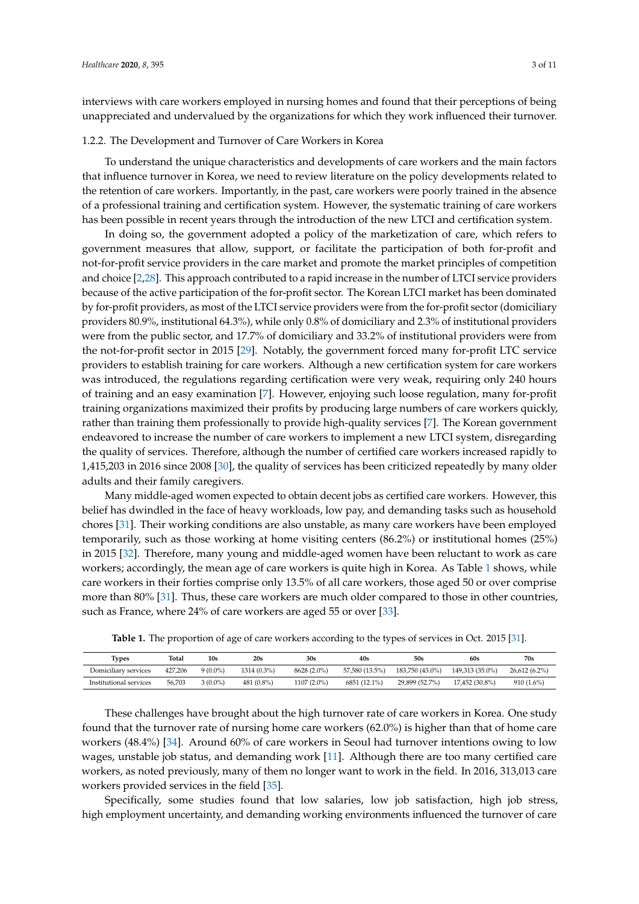interviews with care workers employed in nursing homes and found that their perceptions of being unappreciated and undervalued by the organizations for which they work influenced their turnover.

### 1.2.2. The Development and Turnover of Care Workers in Korea

To understand the unique characteristics and developments of care workers and the main factors that influence turnover in Korea, we need to review literature on the policy developments related to the retention of care workers. Importantly, in the past, care workers were poorly trained in the absence of a professional training and certification system. However, the systematic training of care workers has been possible in recent years through the introduction of the new LTCI and certification system.

In doing so, the government adopted a policy of the marketization of care, which refers to government measures that allow, support, or facilitate the participation of both for-profit and not-for-profit service providers in the care market and promote the market principles of competition and choice [2,28]. This approach contributed to a rapid increase in the number of LTCI service providers because of the active participation of the for-profit sector. The Korean LTCI market has been dominated by for-profit providers, as most of the LTCI service providers were from the for-profit sector (domiciliary providers 80.9%, institutional 64.3%), while only 0.8% of domiciliary and 2.3% of institutional providers were from the public sector, and 17.7% of domiciliary and 33.2% of institutional providers were from the not-for-profit sector in 2015 [29]. Notably, the government forced many for-profit LTC service providers to establish training for care workers. Although a new certification system for care workers was introduced, the regulations regarding certification were very weak, requiring only 240 hours of training and an easy examination [7]. However, enjoying such loose regulation, many for-profit training organizations maximized their profits by producing large numbers of care workers quickly, rather than training them professionally to provide high-quality services [7]. The Korean government endeavored to increase the number of care workers to implement a new LTCI system, disregarding the quality of services. Therefore, although the number of certified care workers increased rapidly to 1,415,203 in 2016 since 2008 [30], the quality of services has been criticized repeatedly by many older adults and their family caregivers.

Many middle-aged women expected to obtain decent jobs as certified care workers. However, this belief has dwindled in the face of heavy workloads, low pay, and demanding tasks such as household chores [31]. Their working conditions are also unstable, as many care workers have been employed temporarily, such as those working at home visiting centers (86.2%) or institutional homes (25%) in 2015 [32]. Therefore, many young and middle-aged women have been reluctant to work as care workers; accordingly, the mean age of care workers is quite high in Korea. As Table 1 shows, while care workers in their forties comprise only 13.5% of all care workers, those aged 50 or over comprise more than 80% [31]. Thus, these care workers are much older compared to those in other countries, such as France, where 24% of care workers are aged 55 or over [33].

**Table 1.** The proportion of age of care workers according to the types of services in Oct. 2015 [31].

| Types | Total | 10s | 20s | 30s | 40s | 50s | 60s | 70s |
|---|---|---|---|---|---|---|---|---|
| Domiciliary services | 427,206 | 9 (0.0%) | 1314 (0.3%) | 8628 (2.0%) | 57,580 (13.5%) | 183,750 (43.0%) | 149,313 (35.0%) | 26,612 (6.2%) |
| Institutional services | 56,703 | 3 (0.0%) | 481 (0.8%) | 1107 (2.0%) | 6851 (12.1%) | 29,899 (52.7%) | 17,452 (30.8%) | 910 (1.6%) |

These challenges have brought about the high turnover rate of care workers in Korea. One study found that the turnover rate of nursing home care workers (62.0%) is higher than that of home care workers (48.4%) [34]. Around 60% of care workers in Seoul had turnover intentions owing to low wages, unstable job status, and demanding work [11]. Although there are too many certified care workers, as noted previously, many of them no longer want to work in the field. In 2016, 313,013 care workers provided services in the field [35].

Specifically, some studies found that low salaries, low job satisfaction, high job stress, high employment uncertainty, and demanding working environments influenced the turnover of care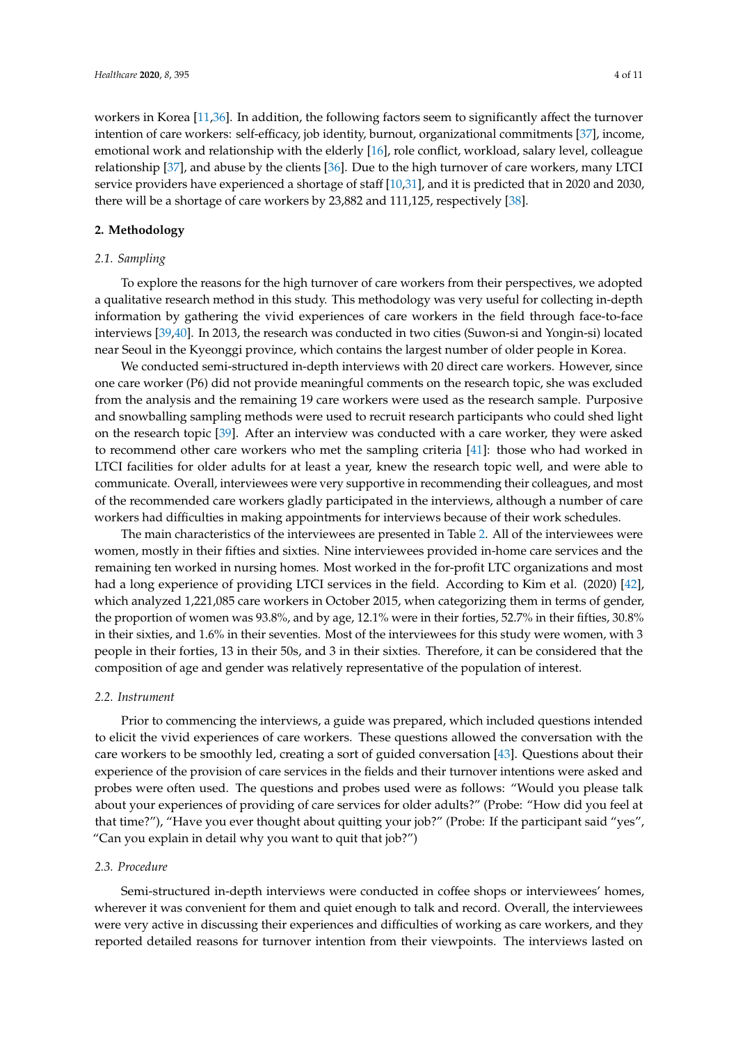workers in Korea [11,36]. In addition, the following factors seem to significantly affect the turnover intention of care workers: self-efficacy, job identity, burnout, organizational commitments [37], income, emotional work and relationship with the elderly [16], role conflict, workload, salary level, colleague relationship [37], and abuse by the clients [36]. Due to the high turnover of care workers, many LTCI service providers have experienced a shortage of staff [10,31], and it is predicted that in 2020 and 2030, there will be a shortage of care workers by 23,882 and 111,125, respectively [38].

## 2. Methodology

### 2.1. Sampling

To explore the reasons for the high turnover of care workers from their perspectives, we adopted a qualitative research method in this study. This methodology was very useful for collecting in-depth information by gathering the vivid experiences of care workers in the field through face-to-face interviews [39,40]. In 2013, the research was conducted in two cities (Suwon-si and Yongin-si) located near Seoul in the Kyeonggi province, which contains the largest number of older people in Korea.

We conducted semi-structured in-depth interviews with 20 direct care workers. However, since one care worker (P6) did not provide meaningful comments on the research topic, she was excluded from the analysis and the remaining 19 care workers were used as the research sample. Purposive and snowballing sampling methods were used to recruit research participants who could shed light on the research topic [39]. After an interview was conducted with a care worker, they were asked to recommend other care workers who met the sampling criteria [41]: those who had worked in LTCI facilities for older adults for at least a year, knew the research topic well, and were able to communicate. Overall, interviewees were very supportive in recommending their colleagues, and most of the recommended care workers gladly participated in the interviews, although a number of care workers had difficulties in making appointments for interviews because of their work schedules.

The main characteristics of the interviewees are presented in Table 2. All of the interviewees were women, mostly in their fifties and sixties. Nine interviewees provided in-home care services and the remaining ten worked in nursing homes. Most worked in the for-profit LTC organizations and most had a long experience of providing LTCI services in the field. According to Kim et al. (2020) [42], which analyzed 1,221,085 care workers in October 2015, when categorizing them in terms of gender, the proportion of women was 93.8%, and by age, 12.1% were in their forties, 52.7% in their fifties, 30.8% in their sixties, and 1.6% in their seventies. Most of the interviewees for this study were women, with 3 people in their forties, 13 in their 50s, and 3 in their sixties. Therefore, it can be considered that the composition of age and gender was relatively representative of the population of interest.

### 2.2. Instrument

Prior to commencing the interviews, a guide was prepared, which included questions intended to elicit the vivid experiences of care workers. These questions allowed the conversation with the care workers to be smoothly led, creating a sort of guided conversation [43]. Questions about their experience of the provision of care services in the fields and their turnover intentions were asked and probes were often used. The questions and probes used were as follows: "Would you please talk about your experiences of providing of care services for older adults?" (Probe: "How did you feel at that time?"), "Have you ever thought about quitting your job?" (Probe: If the participant said "yes", "Can you explain in detail why you want to quit that job?")

### 2.3. Procedure

Semi-structured in-depth interviews were conducted in coffee shops or interviewees' homes, wherever it was convenient for them and quiet enough to talk and record. Overall, the interviewees were very active in discussing their experiences and difficulties of working as care workers, and they reported detailed reasons for turnover intention from their viewpoints. The interviews lasted on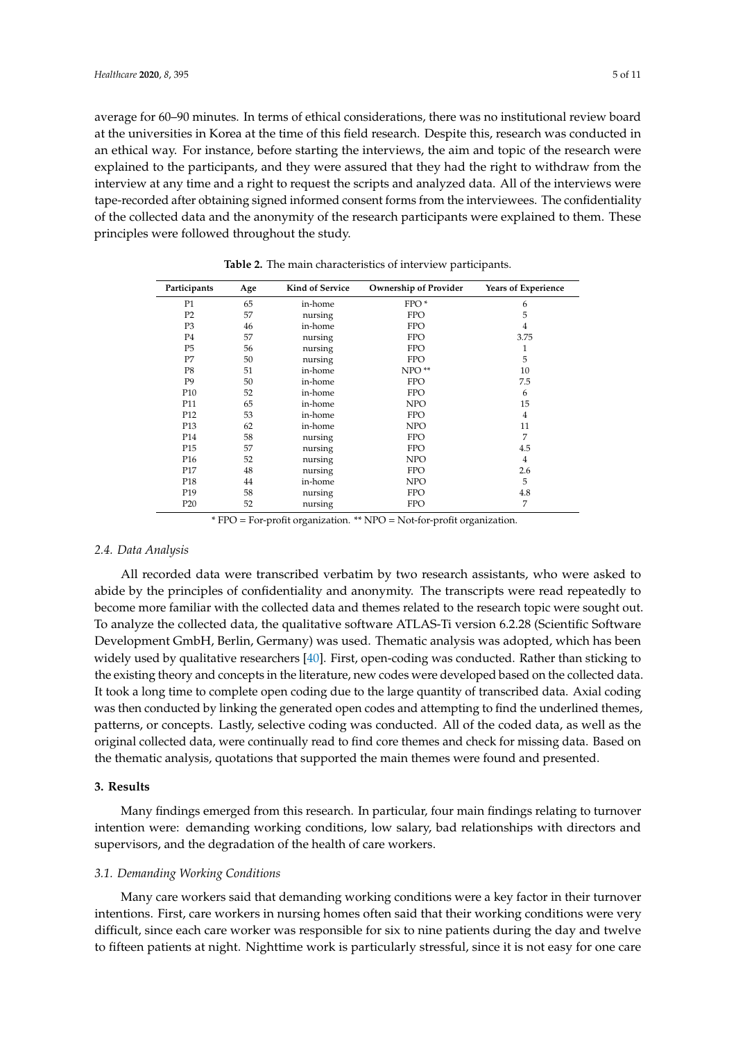average for 60–90 minutes. In terms of ethical considerations, there was no institutional review board at the universities in Korea at the time of this field research. Despite this, research was conducted in an ethical way. For instance, before starting the interviews, the aim and topic of the research were explained to the participants, and they were assured that they had the right to withdraw from the interview at any time and a right to request the scripts and analyzed data. All of the interviews were tape-recorded after obtaining signed informed consent forms from the interviewees. The confidentiality of the collected data and the anonymity of the research participants were explained to them. These principles were followed throughout the study.

**Table 2.** The main characteristics of interview participants.

| Participants | Age | Kind of Service | Ownership of Provider | Years of Experience |
|---|---|---|---|---|
| P1 | 65 | in-home | FPO * | 6 |
| P2 | 57 | nursing | FPO | 5 |
| P3 | 46 | in-home | FPO | 4 |
| P4 | 57 | nursing | FPO | 3.75 |
| P5 | 56 | nursing | FPO | 1 |
| P7 | 50 | nursing | FPO | 5 |
| P8 | 51 | in-home | NPO ** | 10 |
| P9 | 50 | in-home | FPO | 7.5 |
| P10 | 52 | in-home | FPO | 6 |
| P11 | 65 | in-home | NPO | 15 |
| P12 | 53 | in-home | FPO | 4 |
| P13 | 62 | in-home | NPO | 11 |
| P14 | 58 | nursing | FPO | 7 |
| P15 | 57 | nursing | FPO | 4.5 |
| P16 | 52 | nursing | NPO | 4 |
| P17 | 48 | nursing | FPO | 2.6 |
| P18 | 44 | in-home | NPO | 5 |
| P19 | 58 | nursing | FPO | 4.8 |
| P20 | 52 | nursing | FPO | 7 |

* FPO = For-profit organization. ** NPO = Not-for-profit organization.

### *2.4. Data Analysis*

All recorded data were transcribed verbatim by two research assistants, who were asked to abide by the principles of confidentiality and anonymity. The transcripts were read repeatedly to become more familiar with the collected data and themes related to the research topic were sought out. To analyze the collected data, the qualitative software ATLAS-Ti version 6.2.28 (Scientific Software Development GmbH, Berlin, Germany) was used. Thematic analysis was adopted, which has been widely used by qualitative researchers [40]. First, open-coding was conducted. Rather than sticking to the existing theory and concepts in the literature, new codes were developed based on the collected data. It took a long time to complete open coding due to the large quantity of transcribed data. Axial coding was then conducted by linking the generated open codes and attempting to find the underlined themes, patterns, or concepts. Lastly, selective coding was conducted. All of the coded data, as well as the original collected data, were continually read to find core themes and check for missing data. Based on the thematic analysis, quotations that supported the main themes were found and presented.

## **3. Results**

Many findings emerged from this research. In particular, four main findings relating to turnover intention were: demanding working conditions, low salary, bad relationships with directors and supervisors, and the degradation of the health of care workers.

### *3.1. Demanding Working Conditions*

Many care workers said that demanding working conditions were a key factor in their turnover intentions. First, care workers in nursing homes often said that their working conditions were very difficult, since each care worker was responsible for six to nine patients during the day and twelve to fifteen patients at night. Nighttime work is particularly stressful, since it is not easy for one care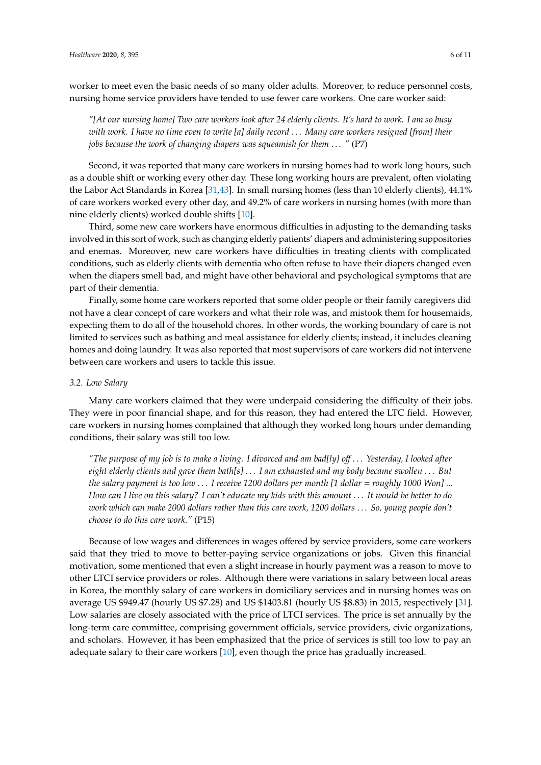worker to meet even the basic needs of so many older adults. Moreover, to reduce personnel costs, nursing home service providers have tended to use fewer care workers. One care worker said:

> *"[At our nursing home] Two care workers look after 24 elderly clients. It's hard to work. I am so busy with work. I have no time even to write [a] daily record . . . Many care workers resigned [from] their jobs because the work of changing diapers was squeamish for them . . . "* (P7)

Second, it was reported that many care workers in nursing homes had to work long hours, such as a double shift or working every other day. These long working hours are prevalent, often violating the Labor Act Standards in Korea [31,43]. In small nursing homes (less than 10 elderly clients), 44.1% of care workers worked every other day, and 49.2% of care workers in nursing homes (with more than nine elderly clients) worked double shifts [10].

Third, some new care workers have enormous difficulties in adjusting to the demanding tasks involved in this sort of work, such as changing elderly patients' diapers and administering suppositories and enemas. Moreover, new care workers have difficulties in treating clients with complicated conditions, such as elderly clients with dementia who often refuse to have their diapers changed even when the diapers smell bad, and might have other behavioral and psychological symptoms that are part of their dementia.

Finally, some home care workers reported that some older people or their family caregivers did not have a clear concept of care workers and what their role was, and mistook them for housemaids, expecting them to do all of the household chores. In other words, the working boundary of care is not limited to services such as bathing and meal assistance for elderly clients; instead, it includes cleaning homes and doing laundry. It was also reported that most supervisors of care workers did not intervene between care workers and users to tackle this issue.

### *3.2. Low Salary*

Many care workers claimed that they were underpaid considering the difficulty of their jobs. They were in poor financial shape, and for this reason, they had entered the LTC field. However, care workers in nursing homes complained that although they worked long hours under demanding conditions, their salary was still too low.

> *"The purpose of my job is to make a living. I divorced and am bad[ly] off . . . Yesterday, I looked after eight elderly clients and gave them bath[s] . . . I am exhausted and my body became swollen . . . But the salary payment is too low . . . I receive 1200 dollars per month [1 dollar = roughly 1000 Won] ... How can I live on this salary? I can't educate my kids with this amount . . . It would be better to do work which can make 2000 dollars rather than this care work, 1200 dollars . . . So, young people don't choose to do this care work."* (P15)

Because of low wages and differences in wages offered by service providers, some care workers said that they tried to move to better-paying service organizations or jobs. Given this financial motivation, some mentioned that even a slight increase in hourly payment was a reason to move to other LTCI service providers or roles. Although there were variations in salary between local areas in Korea, the monthly salary of care workers in domiciliary services and in nursing homes was on average US $949.47 (hourly US $7.28) and US $1403.81 (hourly US $8.83) in 2015, respectively [31]. Low salaries are closely associated with the price of LTCI services. The price is set annually by the long-term care committee, comprising government officials, service providers, civic organizations, and scholars. However, it has been emphasized that the price of services is still too low to pay an adequate salary to their care workers [10], even though the price has gradually increased.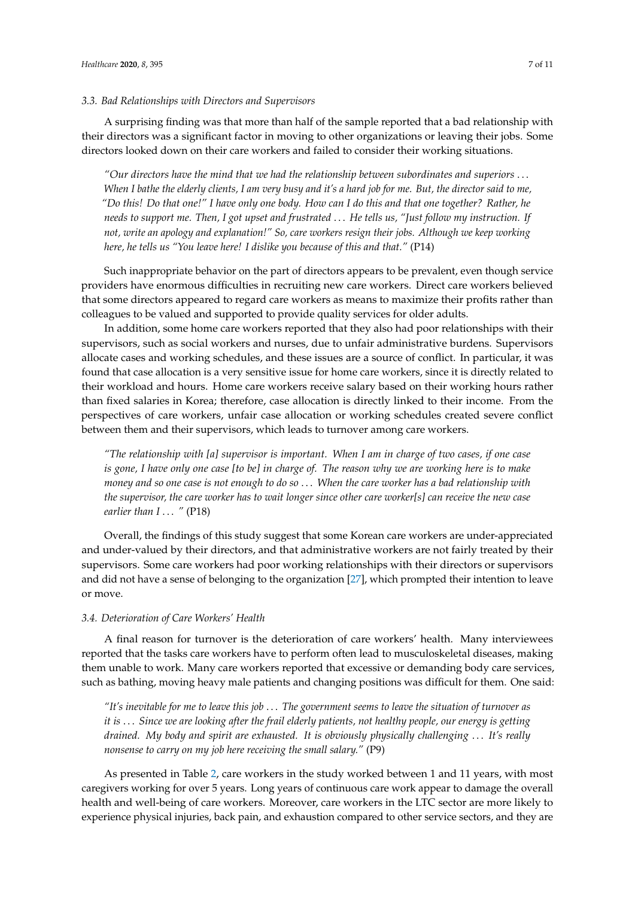### 3.3. Bad Relationships with Directors and Supervisors

A surprising finding was that more than half of the sample reported that a bad relationship with their directors was a significant factor in moving to other organizations or leaving their jobs. Some directors looked down on their care workers and failed to consider their working situations.

> *"Our directors have the mind that we had the relationship between subordinates and superiors ... When I bathe the elderly clients, I am very busy and it's a hard job for me. But, the director said to me, "Do this! Do that one!" I have only one body. How can I do this and that one together? Rather, he needs to support me. Then, I got upset and frustrated ... He tells us, "Just follow my instruction. If not, write an apology and explanation!" So, care workers resign their jobs. Although we keep working here, he tells us "You leave here! I dislike you because of this and that."* (P14)

Such inappropriate behavior on the part of directors appears to be prevalent, even though service providers have enormous difficulties in recruiting new care workers. Direct care workers believed that some directors appeared to regard care workers as means to maximize their profits rather than colleagues to be valued and supported to provide quality services for older adults.

In addition, some home care workers reported that they also had poor relationships with their supervisors, such as social workers and nurses, due to unfair administrative burdens. Supervisors allocate cases and working schedules, and these issues are a source of conflict. In particular, it was found that case allocation is a very sensitive issue for home care workers, since it is directly related to their workload and hours. Home care workers receive salary based on their working hours rather than fixed salaries in Korea; therefore, case allocation is directly linked to their income. From the perspectives of care workers, unfair case allocation or working schedules created severe conflict between them and their supervisors, which leads to turnover among care workers.

> *"The relationship with [a] supervisor is important. When I am in charge of two cases, if one case is gone, I have only one case [to be] in charge of. The reason why we are working here is to make money and so one case is not enough to do so ... When the care worker has a bad relationship with the supervisor, the care worker has to wait longer since other care worker[s] can receive the new case earlier than I ... "* (P18)

Overall, the findings of this study suggest that some Korean care workers are under-appreciated and under-valued by their directors, and that administrative workers are not fairly treated by their supervisors. Some care workers had poor working relationships with their directors or supervisors and did not have a sense of belonging to the organization [27], which prompted their intention to leave or move.

### 3.4. Deterioration of Care Workers' Health

A final reason for turnover is the deterioration of care workers' health. Many interviewees reported that the tasks care workers have to perform often lead to musculoskeletal diseases, making them unable to work. Many care workers reported that excessive or demanding body care services, such as bathing, moving heavy male patients and changing positions was difficult for them. One said:

> *"It's inevitable for me to leave this job ... The government seems to leave the situation of turnover as it is ... Since we are looking after the frail elderly patients, not healthy people, our energy is getting drained. My body and spirit are exhausted. It is obviously physically challenging ... It's really nonsense to carry on my job here receiving the small salary."* (P9)

As presented in Table 2, care workers in the study worked between 1 and 11 years, with most caregivers working for over 5 years. Long years of continuous care work appear to damage the overall health and well-being of care workers. Moreover, care workers in the LTC sector are more likely to experience physical injuries, back pain, and exhaustion compared to other service sectors, and they are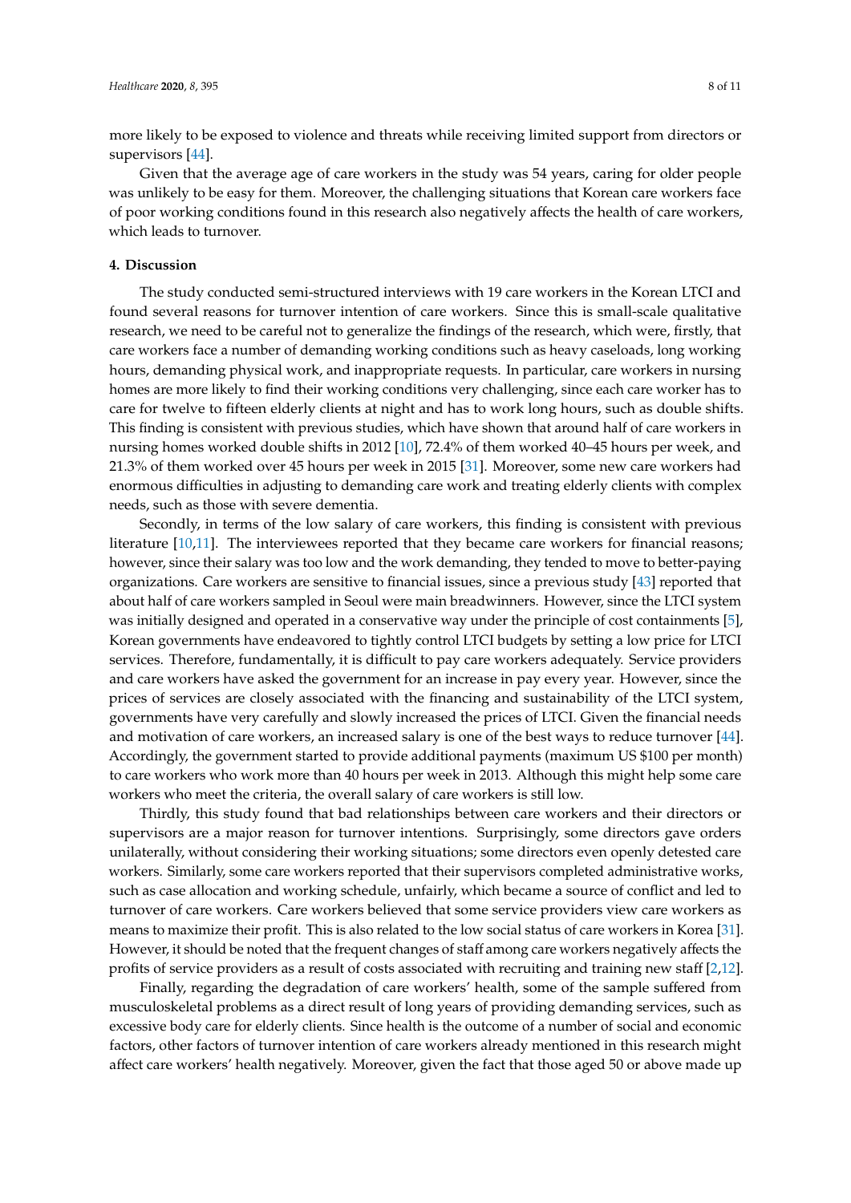more likely to be exposed to violence and threats while receiving limited support from directors or supervisors [44].

Given that the average age of care workers in the study was 54 years, caring for older people was unlikely to be easy for them. Moreover, the challenging situations that Korean care workers face of poor working conditions found in this research also negatively affects the health of care workers, which leads to turnover.

## 4. Discussion

The study conducted semi-structured interviews with 19 care workers in the Korean LTCI and found several reasons for turnover intention of care workers. Since this is small-scale qualitative research, we need to be careful not to generalize the findings of the research, which were, firstly, that care workers face a number of demanding working conditions such as heavy caseloads, long working hours, demanding physical work, and inappropriate requests. In particular, care workers in nursing homes are more likely to find their working conditions very challenging, since each care worker has to care for twelve to fifteen elderly clients at night and has to work long hours, such as double shifts. This finding is consistent with previous studies, which have shown that around half of care workers in nursing homes worked double shifts in 2012 [10], 72.4% of them worked 40–45 hours per week, and 21.3% of them worked over 45 hours per week in 2015 [31]. Moreover, some new care workers had enormous difficulties in adjusting to demanding care work and treating elderly clients with complex needs, such as those with severe dementia.

Secondly, in terms of the low salary of care workers, this finding is consistent with previous literature [10,11]. The interviewees reported that they became care workers for financial reasons; however, since their salary was too low and the work demanding, they tended to move to better-paying organizations. Care workers are sensitive to financial issues, since a previous study [43] reported that about half of care workers sampled in Seoul were main breadwinners. However, since the LTCI system was initially designed and operated in a conservative way under the principle of cost containments [5], Korean governments have endeavored to tightly control LTCI budgets by setting a low price for LTCI services. Therefore, fundamentally, it is difficult to pay care workers adequately. Service providers and care workers have asked the government for an increase in pay every year. However, since the prices of services are closely associated with the financing and sustainability of the LTCI system, governments have very carefully and slowly increased the prices of LTCI. Given the financial needs and motivation of care workers, an increased salary is one of the best ways to reduce turnover [44]. Accordingly, the government started to provide additional payments (maximum US $100 per month) to care workers who work more than 40 hours per week in 2013. Although this might help some care workers who meet the criteria, the overall salary of care workers is still low.

Thirdly, this study found that bad relationships between care workers and their directors or supervisors are a major reason for turnover intentions. Surprisingly, some directors gave orders unilaterally, without considering their working situations; some directors even openly detested care workers. Similarly, some care workers reported that their supervisors completed administrative works, such as case allocation and working schedule, unfairly, which became a source of conflict and led to turnover of care workers. Care workers believed that some service providers view care workers as means to maximize their profit. This is also related to the low social status of care workers in Korea [31]. However, it should be noted that the frequent changes of staff among care workers negatively affects the profits of service providers as a result of costs associated with recruiting and training new staff [2,12].

Finally, regarding the degradation of care workers' health, some of the sample suffered from musculoskeletal problems as a direct result of long years of providing demanding services, such as excessive body care for elderly clients. Since health is the outcome of a number of social and economic factors, other factors of turnover intention of care workers already mentioned in this research might affect care workers' health negatively. Moreover, given the fact that those aged 50 or above made up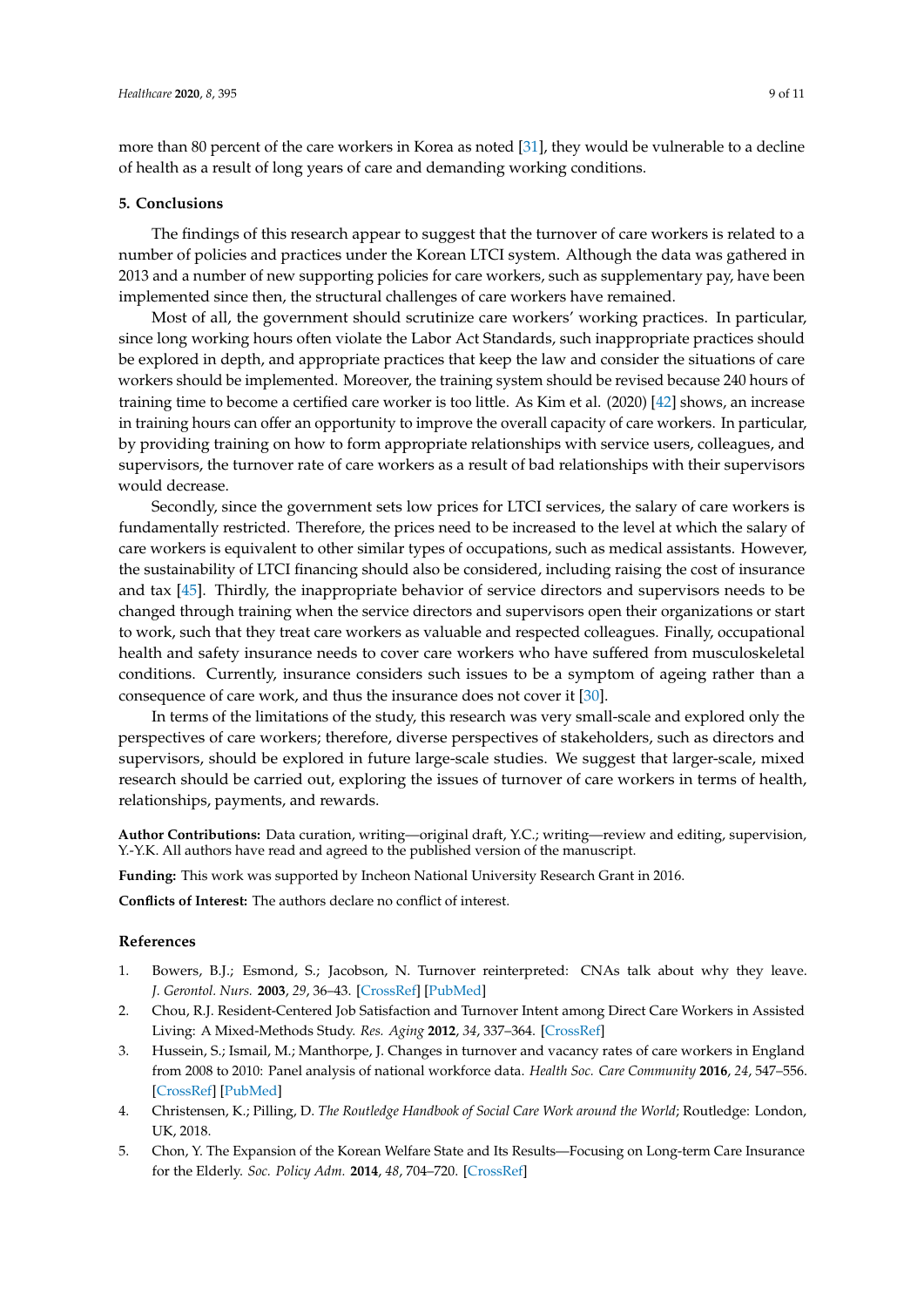more than 80 percent of the care workers in Korea as noted [31], they would be vulnerable to a decline of health as a result of long years of care and demanding working conditions.

## 5. Conclusions

The findings of this research appear to suggest that the turnover of care workers is related to a number of policies and practices under the Korean LTCI system. Although the data was gathered in 2013 and a number of new supporting policies for care workers, such as supplementary pay, have been implemented since then, the structural challenges of care workers have remained.

Most of all, the government should scrutinize care workers' working practices. In particular, since long working hours often violate the Labor Act Standards, such inappropriate practices should be explored in depth, and appropriate practices that keep the law and consider the situations of care workers should be implemented. Moreover, the training system should be revised because 240 hours of training time to become a certified care worker is too little. As Kim et al. (2020) [42] shows, an increase in training hours can offer an opportunity to improve the overall capacity of care workers. In particular, by providing training on how to form appropriate relationships with service users, colleagues, and supervisors, the turnover rate of care workers as a result of bad relationships with their supervisors would decrease.

Secondly, since the government sets low prices for LTCI services, the salary of care workers is fundamentally restricted. Therefore, the prices need to be increased to the level at which the salary of care workers is equivalent to other similar types of occupations, such as medical assistants. However, the sustainability of LTCI financing should also be considered, including raising the cost of insurance and tax [45]. Thirdly, the inappropriate behavior of service directors and supervisors needs to be changed through training when the service directors and supervisors open their organizations or start to work, such that they treat care workers as valuable and respected colleagues. Finally, occupational health and safety insurance needs to cover care workers who have suffered from musculoskeletal conditions. Currently, insurance considers such issues to be a symptom of ageing rather than a consequence of care work, and thus the insurance does not cover it [30].

In terms of the limitations of the study, this research was very small-scale and explored only the perspectives of care workers; therefore, diverse perspectives of stakeholders, such as directors and supervisors, should be explored in future large-scale studies. We suggest that larger-scale, mixed research should be carried out, exploring the issues of turnover of care workers in terms of health, relationships, payments, and rewards.

**Author Contributions:** Data curation, writing—original draft, Y.C.; writing—review and editing, supervision, Y.-Y.K. All authors have read and agreed to the published version of the manuscript.

**Funding:** This work was supported by Incheon National University Research Grant in 2016.

**Conflicts of Interest:** The authors declare no conflict of interest.

## References

1. Bowers, B.J.; Esmond, S.; Jacobson, N. Turnover reinterpreted: CNAs talk about why they leave. *J. Gerontol. Nurs.* **2003**, *29*, 36–43. [CrossRef] [PubMed]
2. Chou, R.J. Resident-Centered Job Satisfaction and Turnover Intent among Direct Care Workers in Assisted Living: A Mixed-Methods Study. *Res. Aging* **2012**, *34*, 337–364. [CrossRef]
3. Hussein, S.; Ismail, M.; Manthorpe, J. Changes in turnover and vacancy rates of care workers in England from 2008 to 2010: Panel analysis of national workforce data. *Health Soc. Care Community* **2016**, *24*, 547–556. [CrossRef] [PubMed]
4. Christensen, K.; Pilling, D. *The Routledge Handbook of Social Care Work around the World*; Routledge: London, UK, 2018.
5. Chon, Y. The Expansion of the Korean Welfare State and Its Results—Focusing on Long-term Care Insurance for the Elderly. *Soc. Policy Adm.* **2014**, *48*, 704–720. [CrossRef]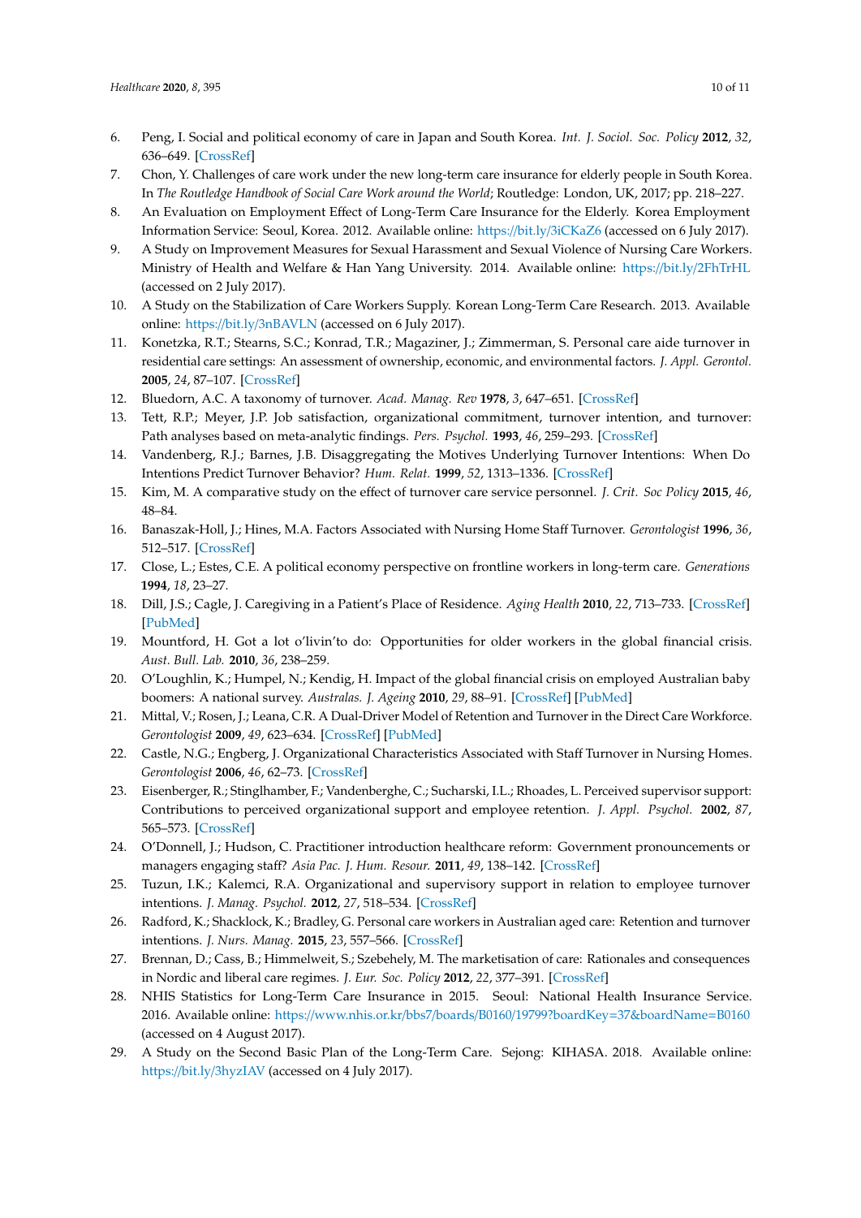6. Peng, I. Social and political economy of care in Japan and South Korea. *Int. J. Sociol. Soc. Policy* **2012**, *32*, 636–649. [CrossRef]
7. Chon, Y. Challenges of care work under the new long-term care insurance for elderly people in South Korea. In *The Routledge Handbook of Social Care Work around the World*; Routledge: London, UK, 2017; pp. 218–227.
8. An Evaluation on Employment Effect of Long-Term Care Insurance for the Elderly. Korea Employment Information Service: Seoul, Korea. 2012. Available online: https://bit.ly/3iCKaZ6 (accessed on 6 July 2017).
9. A Study on Improvement Measures for Sexual Harassment and Sexual Violence of Nursing Care Workers. Ministry of Health and Welfare & Han Yang University. 2014. Available online: https://bit.ly/2FhTrHL (accessed on 2 July 2017).
10. A Study on the Stabilization of Care Workers Supply. Korean Long-Term Care Research. 2013. Available online: https://bit.ly/3nBAVLN (accessed on 6 July 2017).
11. Konetzka, R.T.; Stearns, S.C.; Konrad, T.R.; Magaziner, J.; Zimmerman, S. Personal care aide turnover in residential care settings: An assessment of ownership, economic, and environmental factors. *J. Appl. Gerontol.* **2005**, *24*, 87–107. [CrossRef]
12. Bluedorn, A.C. A taxonomy of turnover. *Acad. Manag. Rev* **1978**, *3*, 647–651. [CrossRef]
13. Tett, R.P.; Meyer, J.P. Job satisfaction, organizational commitment, turnover intention, and turnover: Path analyses based on meta-analytic findings. *Pers. Psychol.* **1993**, *46*, 259–293. [CrossRef]
14. Vandenberg, R.J.; Barnes, J.B. Disaggregating the Motives Underlying Turnover Intentions: When Do Intentions Predict Turnover Behavior? *Hum. Relat.* **1999**, *52*, 1313–1336. [CrossRef]
15. Kim, M. A comparative study on the effect of turnover care service personnel. *J. Crit. Soc Policy* **2015**, *46*, 48–84.
16. Banaszak-Holl, J.; Hines, M.A. Factors Associated with Nursing Home Staff Turnover. *Gerontologist* **1996**, *36*, 512–517. [CrossRef]
17. Close, L.; Estes, C.E. A political economy perspective on frontline workers in long-term care. *Generations* **1994**, *18*, 23–27.
18. Dill, J.S.; Cagle, J. Caregiving in a Patient's Place of Residence. *Aging Health* **2010**, *22*, 713–733. [CrossRef] [PubMed]
19. Mountford, H. Got a lot o'livin'to do: Opportunities for older workers in the global financial crisis. *Aust. Bull. Lab.* **2010**, *36*, 238–259.
20. O'Loughlin, K.; Humpel, N.; Kendig, H. Impact of the global financial crisis on employed Australian baby boomers: A national survey. *Australas. J. Ageing* **2010**, *29*, 88–91. [CrossRef] [PubMed]
21. Mittal, V.; Rosen, J.; Leana, C.R. A Dual-Driver Model of Retention and Turnover in the Direct Care Workforce. *Gerontologist* **2009**, *49*, 623–634. [CrossRef] [PubMed]
22. Castle, N.G.; Engberg, J. Organizational Characteristics Associated with Staff Turnover in Nursing Homes. *Gerontologist* **2006**, *46*, 62–73. [CrossRef]
23. Eisenberger, R.; Stinglhamber, F.; Vandenberghe, C.; Sucharski, I.L.; Rhoades, L. Perceived supervisor support: Contributions to perceived organizational support and employee retention. *J. Appl. Psychol.* **2002**, *87*, 565–573. [CrossRef]
24. O'Donnell, J.; Hudson, C. Practitioner introduction healthcare reform: Government pronouncements or managers engaging staff? *Asia Pac. J. Hum. Resour.* **2011**, *49*, 138–142. [CrossRef]
25. Tuzun, I.K.; Kalemci, R.A. Organizational and supervisory support in relation to employee turnover intentions. *J. Manag. Psychol.* **2012**, *27*, 518–534. [CrossRef]
26. Radford, K.; Shacklock, K.; Bradley, G. Personal care workers in Australian aged care: Retention and turnover intentions. *J. Nurs. Manag.* **2015**, *23*, 557–566. [CrossRef]
27. Brennan, D.; Cass, B.; Himmelweit, S.; Szebehely, M. The marketisation of care: Rationales and consequences in Nordic and liberal care regimes. *J. Eur. Soc. Policy* **2012**, *22*, 377–391. [CrossRef]
28. NHIS Statistics for Long-Term Care Insurance in 2015. Seoul: National Health Insurance Service. 2016. Available online: https://www.nhis.or.kr/bbs7/boards/B0160/19799?boardKey=37&boardName=B0160 (accessed on 4 August 2017).
29. A Study on the Second Basic Plan of the Long-Term Care. Sejong: KIHASA. 2018. Available online: https://bit.ly/3hyzIAV (accessed on 4 July 2017).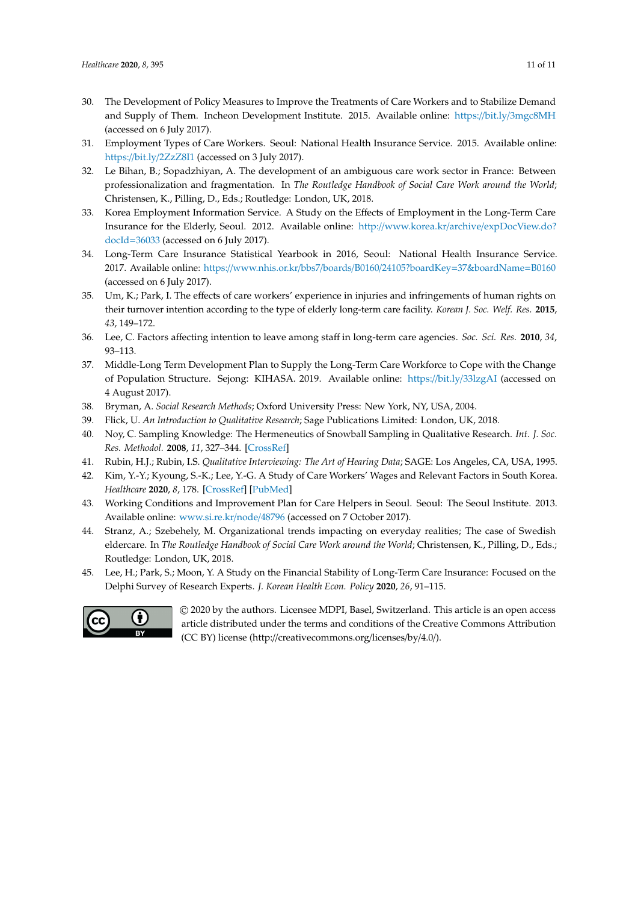30. The Development of Policy Measures to Improve the Treatments of Care Workers and to Stabilize Demand and Supply of Them. Incheon Development Institute. 2015. Available online: https://bit.ly/3mgc8MH (accessed on 6 July 2017).
31. Employment Types of Care Workers. Seoul: National Health Insurance Service. 2015. Available online: https://bit.ly/2ZzZ8I1 (accessed on 3 July 2017).
32. Le Bihan, B.; Sopadzhiyan, A. The development of an ambiguous care work sector in France: Between professionalization and fragmentation. In *The Routledge Handbook of Social Care Work around the World*; Christensen, K., Pilling, D., Eds.; Routledge: London, UK, 2018.
33. Korea Employment Information Service. A Study on the Effects of Employment in the Long-Term Care Insurance for the Elderly, Seoul. 2012. Available online: http://www.korea.kr/archive/expDocView.do?docId=36033 (accessed on 6 July 2017).
34. Long-Term Care Insurance Statistical Yearbook in 2016, Seoul: National Health Insurance Service. 2017. Available online: https://www.nhis.or.kr/bbs7/boards/B0160/24105?boardKey=37&boardName=B0160 (accessed on 6 July 2017).
35. Um, K.; Park, I. The effects of care workers' experience in injuries and infringements of human rights on their turnover intention according to the type of elderly long-term care facility. *Korean J. Soc. Welf. Res.* **2015**, *43*, 149–172.
36. Lee, C. Factors affecting intention to leave among staff in long-term care agencies. *Soc. Sci. Res.* **2010**, *34*, 93–113.
37. Middle-Long Term Development Plan to Supply the Long-Term Care Workforce to Cope with the Change of Population Structure. Sejong: KIHASA. 2019. Available online: https://bit.ly/33lzgAI (accessed on 4 August 2017).
38. Bryman, A. *Social Research Methods*; Oxford University Press: New York, NY, USA, 2004.
39. Flick, U. *An Introduction to Qualitative Research*; Sage Publications Limited: London, UK, 2018.
40. Noy, C. Sampling Knowledge: The Hermeneutics of Snowball Sampling in Qualitative Research. *Int. J. Soc. Res. Methodol.* **2008**, *11*, 327–344. [CrossRef]
41. Rubin, H.J.; Rubin, I.S. *Qualitative Interviewing: The Art of Hearing Data*; SAGE: Los Angeles, CA, USA, 1995.
42. Kim, Y.-Y.; Kyoung, S.-K.; Lee, Y.-G. A Study of Care Workers' Wages and Relevant Factors in South Korea. *Healthcare* **2020**, *8*, 178. [CrossRef] [PubMed]
43. Working Conditions and Improvement Plan for Care Helpers in Seoul. Seoul: The Seoul Institute. 2013. Available online: www.si.re.kr/node/48796 (accessed on 7 October 2017).
44. Stranz, A.; Szebehely, M. Organizational trends impacting on everyday realities; The case of Swedish eldercare. In *The Routledge Handbook of Social Care Work around the World*; Christensen, K., Pilling, D., Eds.; Routledge: London, UK, 2018.
45. Lee, H.; Park, S.; Moon, Y. A Study on the Financial Stability of Long-Term Care Insurance: Focused on the Delphi Survey of Research Experts. *J. Korean Health Econ. Policy* **2020**, *26*, 91–115.

© 2020 by the authors. Licensee MDPI, Basel, Switzerland. This article is an open access article distributed under the terms and conditions of the Creative Commons Attribution (CC BY) license (http://creativecommons.org/licenses/by/4.0/).